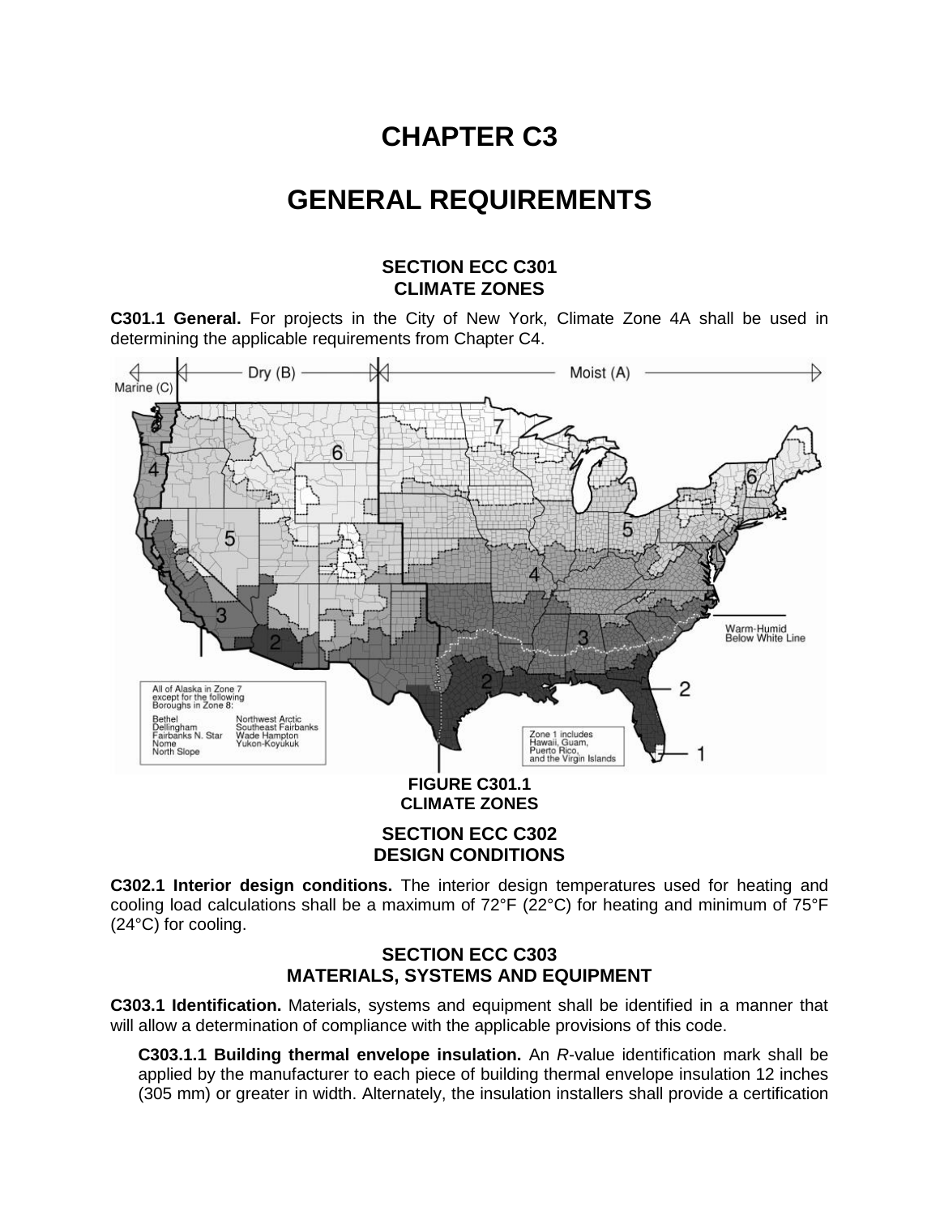# CHAPTER C3

# GENERAL REQUIREMENTS

## SECTION ECC C301 CLIMATE ZONES

**C301.1 General.** For projects in the City of New York, Climate Zone 4A shall be used in determining the applicable requirements from Chapter C4.

**FIGURE C301.1 CLIMATE ZONES**

## SECTION ECC C302 DESIGN CONDITIONS

**C302.1 Interior design conditions.** The interior design temperatures used for heating and cooling load calculations shall be a maximum of 72°F (22°C) for heating and minimum of 75°F (24°C) for cooling.

## SECTION ECC C303 MATERIALS, SYSTEMS AND EQUIPMENT

**C303.1 Identification.** Materials, systems and equipment shall be identified in a manner that will allow a determination of compliance with the applicable provisions of this code.

**C303.1.1 Building thermal envelope insulation.** An *R*-value identification mark shall be applied by the manufacturer to each piece of building thermal envelope insulation 12 inches (305 mm) or greater in width. Alternately, the insulation installers shall provide a certification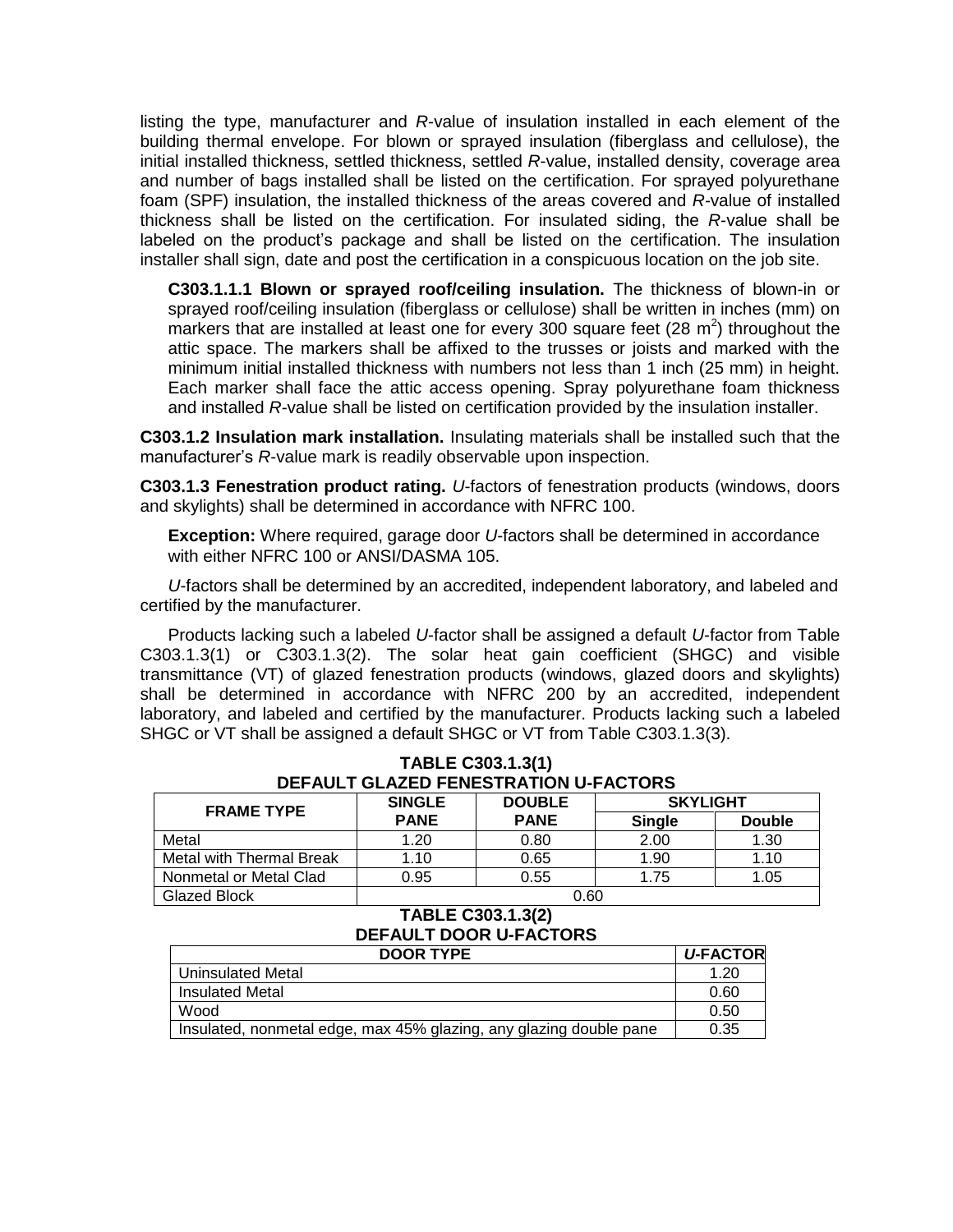listing the type, manufacturer and *R*-value of insulation installed in each element of the building thermal envelope. For blown or sprayed insulation (fiberglass and cellulose), the initial installed thickness, settled thickness, settled *R*-value, installed density, coverage area and number of bags installed shall be listed on the certification. For sprayed polyurethane foam (SPF) insulation, the installed thickness of the areas covered and *R*-value of installed thickness shall be listed on the certification. For insulated siding, the *R*-value shall be labeled on the product's package and shall be listed on the certification. The insulation installer shall sign, date and post the certification in a conspicuous location on the job site.

**C303.1.1.1 Blown or sprayed roof/ceiling insulation.** The thickness of blown-in or sprayed roof/ceiling insulation (fiberglass or cellulose) shall be written in inches (mm) on markers that are installed at least one for every 300 square feet (28 $m^2$) throughout the attic space. The markers shall be affixed to the trusses or joists and marked with the minimum initial installed thickness with numbers not less than 1 inch (25 mm) in height. Each marker shall face the attic access opening. Spray polyurethane foam thickness and installed *R*-value shall be listed on certification provided by the insulation installer.

**C303.1.2 Insulation mark installation.** Insulating materials shall be installed such that the manufacturer's *R*-value mark is readily observable upon inspection.

**C303.1.3 Fenestration product rating.** *U*-factors of fenestration products (windows, doors and skylights) shall be determined in accordance with NFRC 100.

**Exception:** Where required, garage door *U*-factors shall be determined in accordance with either NFRC 100 or ANSI/DASMA 105.

*U*-factors shall be determined by an accredited, independent laboratory, and labeled and certified by the manufacturer.

Products lacking such a labeled *U*-factor shall be assigned a default *U*-factor from Table C303.1.3(1) or C303.1.3(2). The solar heat gain coefficient (SHGC) and visible transmittance (VT) of glazed fenestration products (windows, glazed doors and skylights) shall be determined in accordance with NFRC 200 by an accredited, independent laboratory, and labeled and certified by the manufacturer. Products lacking such a labeled SHGC or VT shall be assigned a default SHGC or VT from Table C303.1.3(3).

**TABLE C303.1.3(1)
DEFAULT GLAZED FENESTRATION U-FACTORS**

| FRAME TYPE | SINGLE PANE | DOUBLE PANE | SKYLIGHT | |
|---|---|---|---|---|
| | | | Single | Double |
| Metal | 1.20 | 0.80 | 2.00 | 1.30 |
| Metal with Thermal Break | 1.10 | 0.65 | 1.90 | 1.10 |
| Nonmetal or Metal Clad | 0.95 | 0.55 | 1.75 | 1.05 |
| Glazed Block | 0.60 | | | |

**TABLE C303.1.3(2)
DEFAULT DOOR U-FACTORS**

| DOOR TYPE | *U*-FACTOR |
|---|---|
| Uninsulated Metal | 1.20 |
| Insulated Metal | 0.60 |
| Wood | 0.50 |
| Insulated, nonmetal edge, max 45% glazing, any glazing double pane | 0.35 |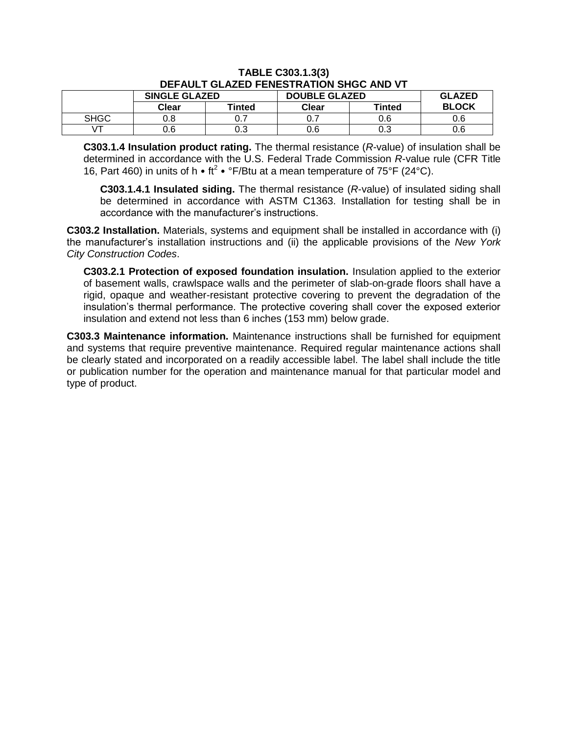**TABLE C303.1.3(3)
DEFAULT GLAZED FENESTRATION SHGC AND VT**

| | SINGLE GLAZED | | DOUBLE GLAZED | | GLAZED BLOCK |
|---|---|---|---|---|---|
| | Clear | Tinted | Clear | Tinted | |
| SHGC | 0.8 | 0.7 | 0.7 | 0.6 | 0.6 |
| VT | 0.6 | 0.3 | 0.6 | 0.3 | 0.6 |

**C303.1.4 Insulation product rating.** The thermal resistance (*R*-value) of insulation shall be determined in accordance with the U.S. Federal Trade Commission *R*-value rule (CFR Title 16, Part 460) in units of h • ft$^2$ • °F/Btu at a mean temperature of 75°F (24°C).

**C303.1.4.1 Insulated siding.** The thermal resistance (*R*-value) of insulated siding shall be determined in accordance with ASTM C1363. Installation for testing shall be in accordance with the manufacturer's instructions.

**C303.2 Installation.** Materials, systems and equipment shall be installed in accordance with (i) the manufacturer's installation instructions and (ii) the applicable provisions of the *New York City Construction Codes*.

**C303.2.1 Protection of exposed foundation insulation.** Insulation applied to the exterior of basement walls, crawlspace walls and the perimeter of slab-on-grade floors shall have a rigid, opaque and weather-resistant protective covering to prevent the degradation of the insulation's thermal performance. The protective covering shall cover the exposed exterior insulation and extend not less than 6 inches (153 mm) below grade.

**C303.3 Maintenance information.** Maintenance instructions shall be furnished for equipment and systems that require preventive maintenance. Required regular maintenance actions shall be clearly stated and incorporated on a readily accessible label. The label shall include the title or publication number for the operation and maintenance manual for that particular model and type of product.